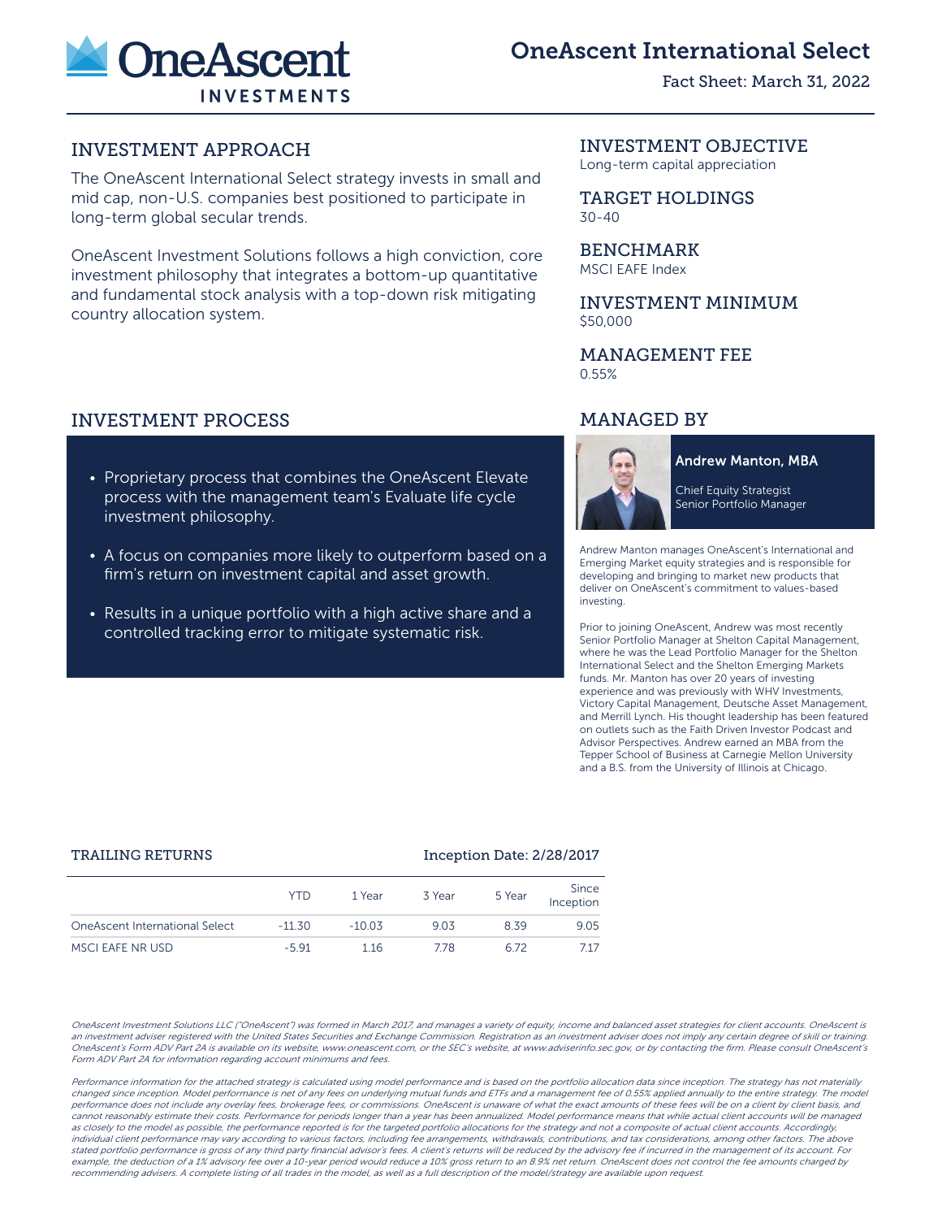# OneAscent International Select

Fact Sheet: March 31, 2022

## INVESTMENT APPROACH

The OneAscent International Select strategy invests in small and mid cap, non-U.S. companies best positioned to participate in long-term global secular trends.

OneAscent Investment Solutions follows a high conviction, core investment philosophy that integrates a bottom-up quantitative and fundamental stock analysis with a top-down risk mitigating country allocation system.

## INVESTMENT OBJECTIVE

Long-term capital appreciation

## TARGET HOLDINGS

30-40

## BENCHMARK

MSCI EAFE Index

## INVESTMENT MINIMUM

$50,000

## MANAGEMENT FEE

0.55%

## INVESTMENT PROCESS

- Proprietary process that combines the OneAscent Elevate process with the management team's Evaluate life cycle investment philosophy.
- A focus on companies more likely to outperform based on a firm's return on investment capital and asset growth.
- Results in a unique portfolio with a high active share and a controlled tracking error to mitigate systematic risk.

## MANAGED BY

**Andrew Manton, MBA**

Chief Equity Strategist
Senior Portfolio Manager

Andrew Manton manages OneAscent's International and Emerging Market equity strategies and is responsible for developing and bringing to market new products that deliver on OneAscent's commitment to values-based investing.

Prior to joining OneAscent, Andrew was most recently Senior Portfolio Manager at Shelton Capital Management, where he was the Lead Portfolio Manager for the Shelton International Select and the Shelton Emerging Markets funds. Mr. Manton has over 20 years of investing experience and was previously with WHV Investments, Victory Capital Management, Deutsche Asset Management, and Merrill Lynch. His thought leadership has been featured on outlets such as the Faith Driven Investor Podcast and Advisor Perspectives. Andrew earned an MBA from the Tepper School of Business at Carnegie Mellon University and a B.S. from the University of Illinois at Chicago.

## TRAILING RETURNS

Inception Date: 2/28/2017

| | YTD | 1 Year | 3 Year | 5 Year | Since Inception |
|---|---|---|---|---|---|
| OneAscent International Select | -11.30 | -10.03 | 9.03 | 8.39 | 9.05 |
| MSCI EAFE NR USD | -5.91 | 1.16 | 7.78 | 6.72 | 7.17 |

*OneAscent Investment Solutions LLC ("OneAscent") was formed in March 2017, and manages a variety of equity, income and balanced asset strategies for client accounts. OneAscent is an investment adviser registered with the United States Securities and Exchange Commission. Registration as an investment adviser does not imply any certain degree of skill or training. OneAscent's Form ADV Part 2A is available on its website, www.oneascent.com, or the SEC's website, at www.adviserinfo.sec.gov, or by contacting the firm. Please consult OneAscent's Form ADV Part 2A for information regarding account minimums and fees.*

*Performance information for the attached strategy is calculated using model performance and is based on the portfolio allocation data since inception. The strategy has not materially changed since inception. Model performance is net of any fees on underlying mutual funds and ETFs and a management fee of 0.55% applied annually to the entire strategy. The model performance does not include any overlay fees, brokerage fees, or commissions. OneAscent is unaware of what the exact amounts of these fees will be on a client by client basis, and cannot reasonably estimate their costs. Performance for periods longer than a year has been annualized. Model performance means that while actual client accounts will be managed as closely to the model as possible, the performance reported is for the targeted portfolio allocations for the strategy and not a composite of actual client accounts. Accordingly, individual client performance may vary according to various factors, including fee arrangements, withdrawals, contributions, and tax considerations, among other factors. The above stated portfolio performance is gross of any third party financial advisor's fees. A client's returns will be reduced by the advisory fee if incurred in the management of its account. For example, the deduction of a 1% advisory fee over a 10-year period would reduce a 10% gross return to an 8.9% net return. OneAscent does not control the fee amounts charged by recommending advisers. A complete listing of all trades in the model, as well as a full description of the model/strategy are available upon request.*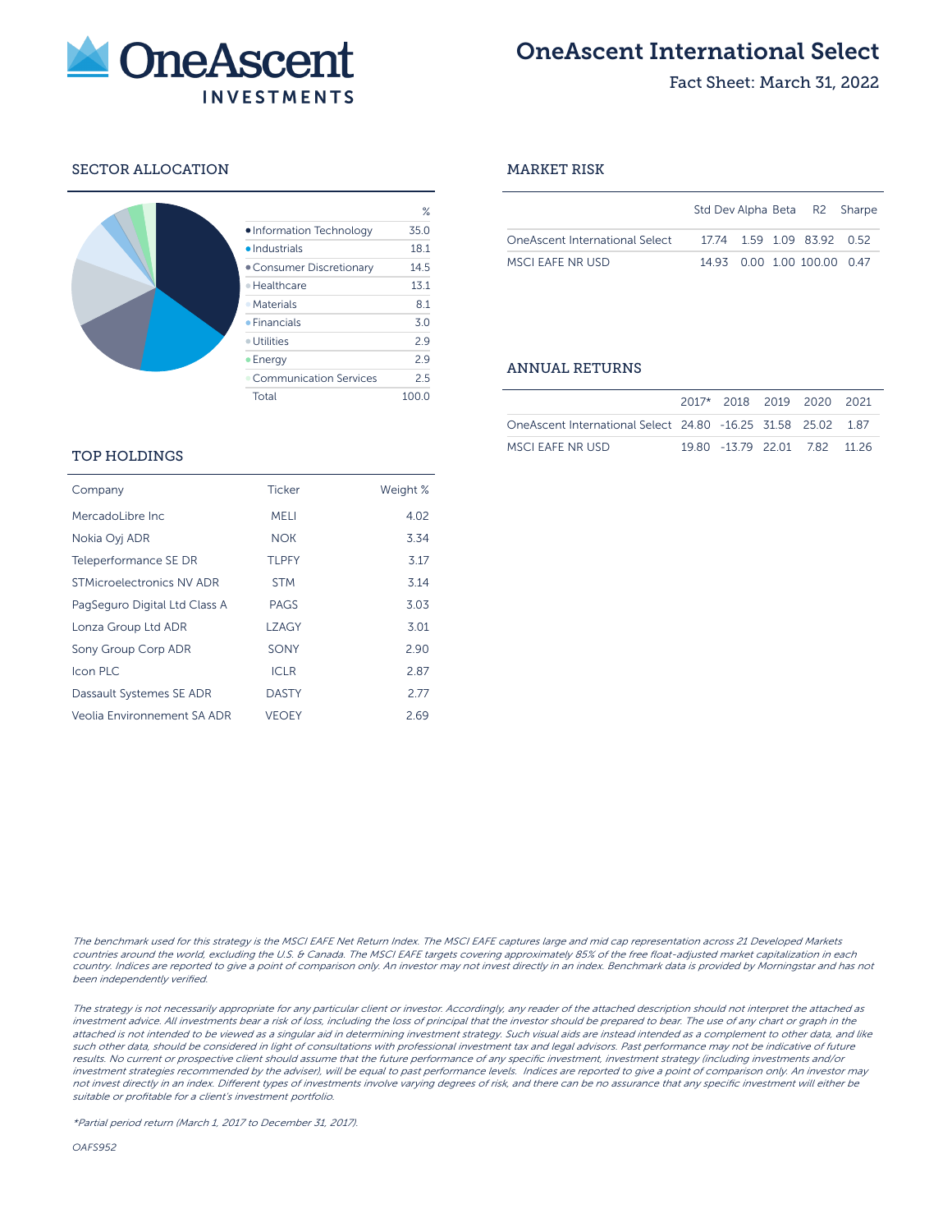# OneAscent International Select

Fact Sheet: March 31, 2022

## SECTOR ALLOCATION

| | % |
|---|---|
| Information Technology | 35.0 |
| Industrials | 18.1 |
| Consumer Discretionary | 14.5 |
| Healthcare | 13.1 |
| Materials | 8.1 |
| Financials | 3.0 |
| Utilities | 2.9 |
| Energy | 2.9 |
| Communication Services | 2.5 |
| Total | 100.0 |

## TOP HOLDINGS

| Company | Ticker | Weight % |
|---|---|---|
| MercadoLibre Inc | MELI | 4.02 |
| Nokia Oyj ADR | NOK | 3.34 |
| Teleperformance SE DR | TLPFY | 3.17 |
| STMicroelectronics NV ADR | STM | 3.14 |
| PagSeguro Digital Ltd Class A | PAGS | 3.03 |
| Lonza Group Ltd ADR | LZAGY | 3.01 |
| Sony Group Corp ADR | SONY | 2.90 |
| Icon PLC | ICLR | 2.87 |
| Dassault Systemes SE ADR | DASTY | 2.77 |
| Veolia Environnement SA ADR | VEOEY | 2.69 |

## MARKET RISK

| | Std Dev | Alpha | Beta | R2 | Sharpe |
|---|---|---|---|---|---|
| OneAscent International Select | 17.74 | 1.59 | 1.09 | 83.92 | 0.52 |
| MSCI EAFE NR USD | 14.93 | 0.00 | 1.00 | 100.00 | 0.47 |

## ANNUAL RETURNS

| | 2017* | 2018 | 2019 | 2020 | 2021 |
|---|---|---|---|---|---|
| OneAscent International Select | 24.80 | -16.25 | 31.58 | 25.02 | 1.87 |
| MSCI EAFE NR USD | 19.80 | -13.79 | 22.01 | 7.82 | 11.26 |

*The benchmark used for this strategy is the MSCI EAFE Net Return Index. The MSCI EAFE captures large and mid cap representation across 21 Developed Markets countries around the world, excluding the U.S. & Canada. The MSCI EAFE targets covering approximately 85% of the free float-adjusted market capitalization in each country. Indices are reported to give a point of comparison only. An investor may not invest directly in an index. Benchmark data is provided by Morningstar and has not been independently verified.*

*The strategy is not necessarily appropriate for any particular client or investor. Accordingly, any reader of the attached description should not interpret the attached as investment advice. All investments bear a risk of loss, including the loss of principal that the investor should be prepared to bear. The use of any chart or graph in the attached is not intended to be viewed as a singular aid in determining investment strategy. Such visual aids are instead intended as a complement to other data, and like such other data, should be considered in light of consultations with professional investment tax and legal advisors. Past performance may not be indicative of future results. No current or prospective client should assume that the future performance of any specific investment, investment strategy (including investments and/or investment strategies recommended by the adviser), will be equal to past performance levels. Indices are reported to give a point of comparison only. An investor may not invest directly in an index. Different types of investments involve varying degrees of risk, and there can be no assurance that any specific investment will either be suitable or profitable for a client's investment portfolio.*

*\*Partial period return (March 1, 2017 to December 31, 2017).*

*OAFS952*